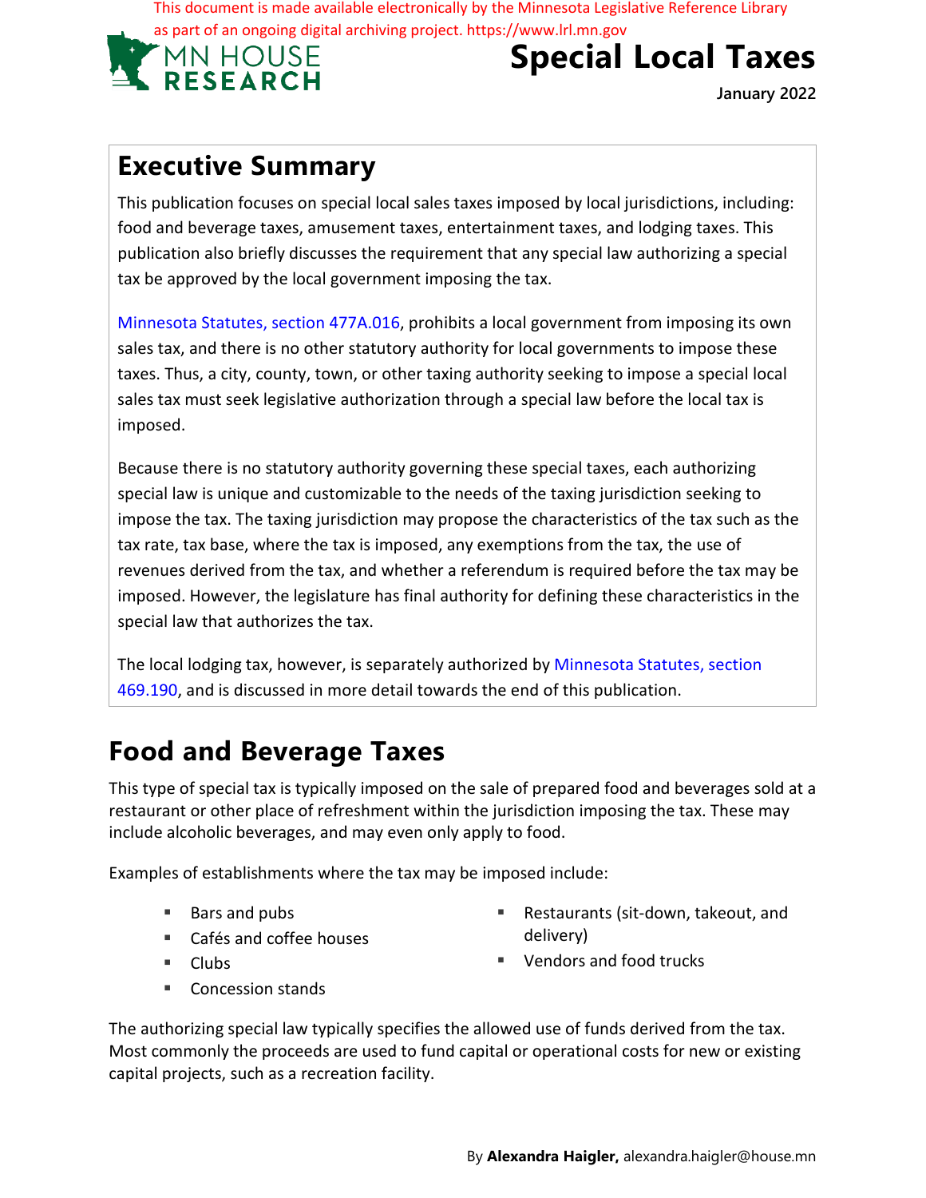This document is made available electronically by the Minnesota Legislative Reference Library as part of an ongoing digital archiving project. https://www.lrl.mn.gov

MN HOUSE RESEARCH

# Special Local Taxes

January 2022

## Executive Summary

This publication focuses on special local sales taxes imposed by local jurisdictions, including: food and beverage taxes, amusement taxes, entertainment taxes, and lodging taxes. This publication also briefly discusses the requirement that any special law authorizing a special tax be approved by the local government imposing the tax.

Minnesota Statutes, section 477A.016, prohibits a local government from imposing its own sales tax, and there is no other statutory authority for local governments to impose these taxes. Thus, a city, county, town, or other taxing authority seeking to impose a special local sales tax must seek legislative authorization through a special law before the local tax is imposed.

Because there is no statutory authority governing these special taxes, each authorizing special law is unique and customizable to the needs of the taxing jurisdiction seeking to impose the tax. The taxing jurisdiction may propose the characteristics of the tax such as the tax rate, tax base, where the tax is imposed, any exemptions from the tax, the use of revenues derived from the tax, and whether a referendum is required before the tax may be imposed. However, the legislature has final authority for defining these characteristics in the special law that authorizes the tax.

The local lodging tax, however, is separately authorized by Minnesota Statutes, section 469.190, and is discussed in more detail towards the end of this publication.

## Food and Beverage Taxes

This type of special tax is typically imposed on the sale of prepared food and beverages sold at a restaurant or other place of refreshment within the jurisdiction imposing the tax. These may include alcoholic beverages, and may even only apply to food.

Examples of establishments where the tax may be imposed include:

- Bars and pubs
- Cafés and coffee houses
- Clubs
- Concession stands
- Restaurants (sit-down, takeout, and delivery)
- Vendors and food trucks

The authorizing special law typically specifies the allowed use of funds derived from the tax. Most commonly the proceeds are used to fund capital or operational costs for new or existing capital projects, such as a recreation facility.

By **Alexandra Haigler,** alexandra.haigler@house.mn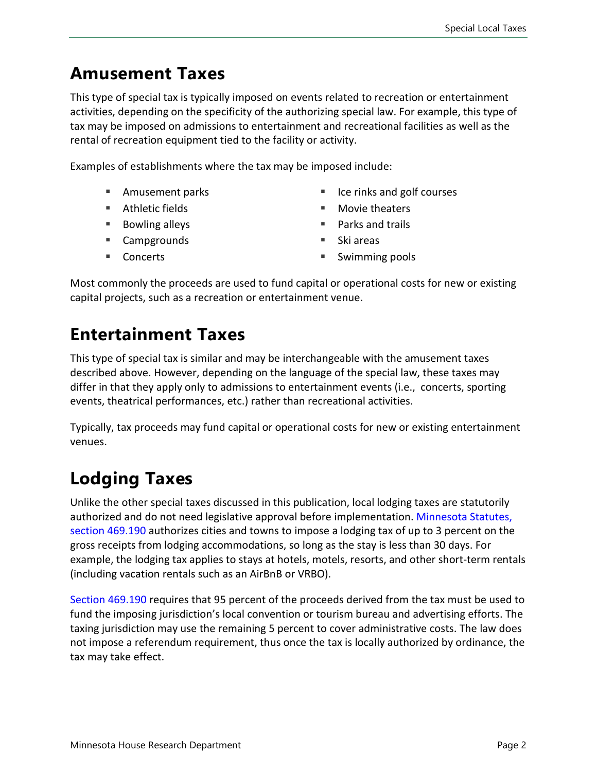## Amusement Taxes

This type of special tax is typically imposed on events related to recreation or entertainment activities, depending on the specificity of the authorizing special law. For example, this type of tax may be imposed on admissions to entertainment and recreational facilities as well as the rental of recreation equipment tied to the facility or activity.

Examples of establishments where the tax may be imposed include:

- Amusement parks
- Athletic fields
- Bowling alleys
- Campgrounds
- Concerts
- Ice rinks and golf courses
- Movie theaters
- Parks and trails
- Ski areas
- Swimming pools

Most commonly the proceeds are used to fund capital or operational costs for new or existing capital projects, such as a recreation or entertainment venue.

## Entertainment Taxes

This type of special tax is similar and may be interchangeable with the amusement taxes described above. However, depending on the language of the special law, these taxes may differ in that they apply only to admissions to entertainment events (i.e., concerts, sporting events, theatrical performances, etc.) rather than recreational activities.

Typically, tax proceeds may fund capital or operational costs for new or existing entertainment venues.

## Lodging Taxes

Unlike the other special taxes discussed in this publication, local lodging taxes are statutorily authorized and do not need legislative approval before implementation. Minnesota Statutes, section 469.190 authorizes cities and towns to impose a lodging tax of up to 3 percent on the gross receipts from lodging accommodations, so long as the stay is less than 30 days. For example, the lodging tax applies to stays at hotels, motels, resorts, and other short-term rentals (including vacation rentals such as an AirBnB or VRBO).

Section 469.190 requires that 95 percent of the proceeds derived from the tax must be used to fund the imposing jurisdiction's local convention or tourism bureau and advertising efforts. The taxing jurisdiction may use the remaining 5 percent to cover administrative costs. The law does not impose a referendum requirement, thus once the tax is locally authorized by ordinance, the tax may take effect.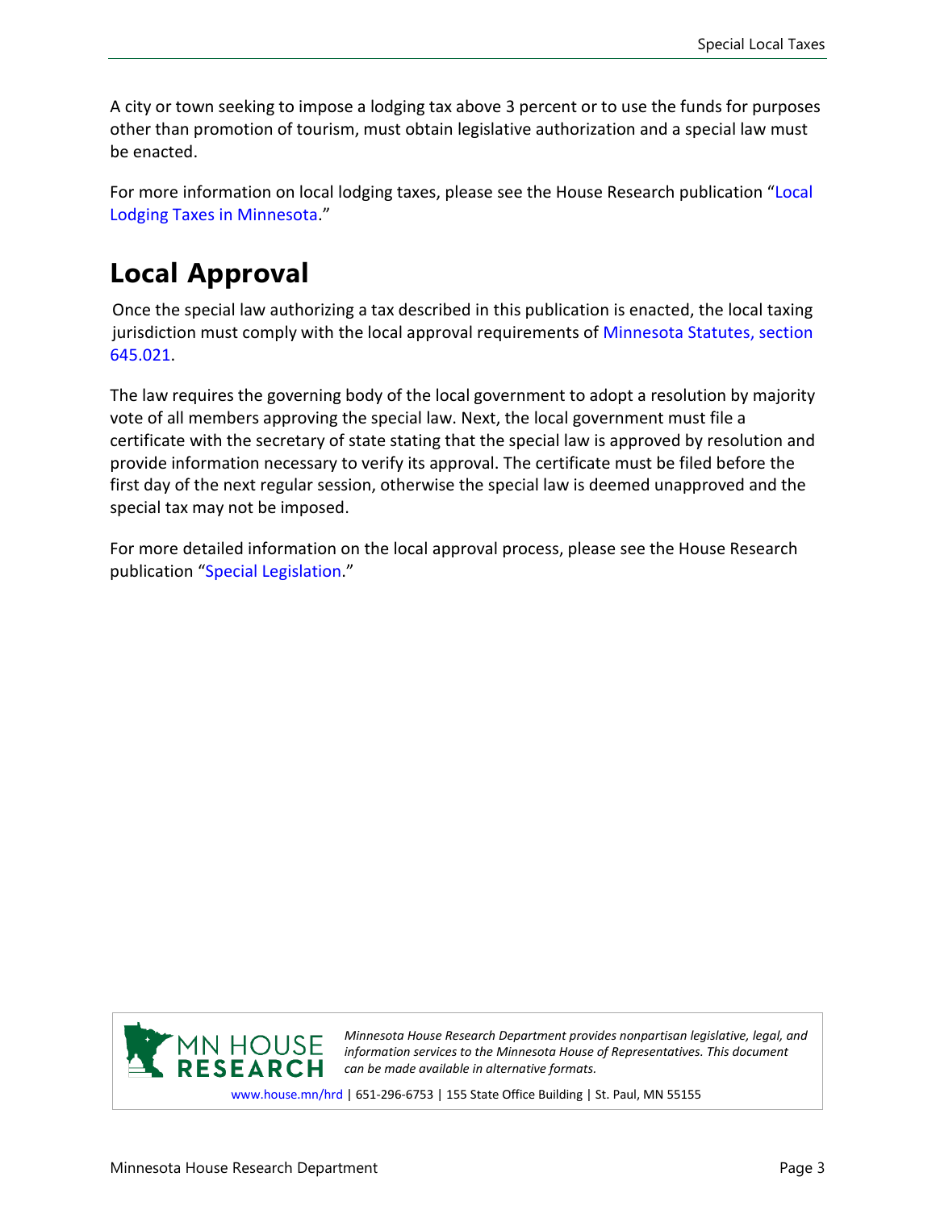A city or town seeking to impose a lodging tax above 3 percent or to use the funds for purposes other than promotion of tourism, must obtain legislative authorization and a special law must be enacted.

For more information on local lodging taxes, please see the House Research publication "Local Lodging Taxes in Minnesota."

## Local Approval

Once the special law authorizing a tax described in this publication is enacted, the local taxing jurisdiction must comply with the local approval requirements of Minnesota Statutes, section 645.021.

The law requires the governing body of the local government to adopt a resolution by majority vote of all members approving the special law. Next, the local government must file a certificate with the secretary of state stating that the special law is approved by resolution and provide information necessary to verify its approval. The certificate must be filed before the first day of the next regular session, otherwise the special law is deemed unapproved and the special tax may not be imposed.

For more detailed information on the local approval process, please see the House Research publication "Special Legislation."

MN HOUSE RESEARCH

*Minnesota House Research Department provides nonpartisan legislative, legal, and information services to the Minnesota House of Representatives. This document can be made available in alternative formats.*

www.house.mn/hrd | 651-296-6753 | 155 State Office Building | St. Paul, MN 55155